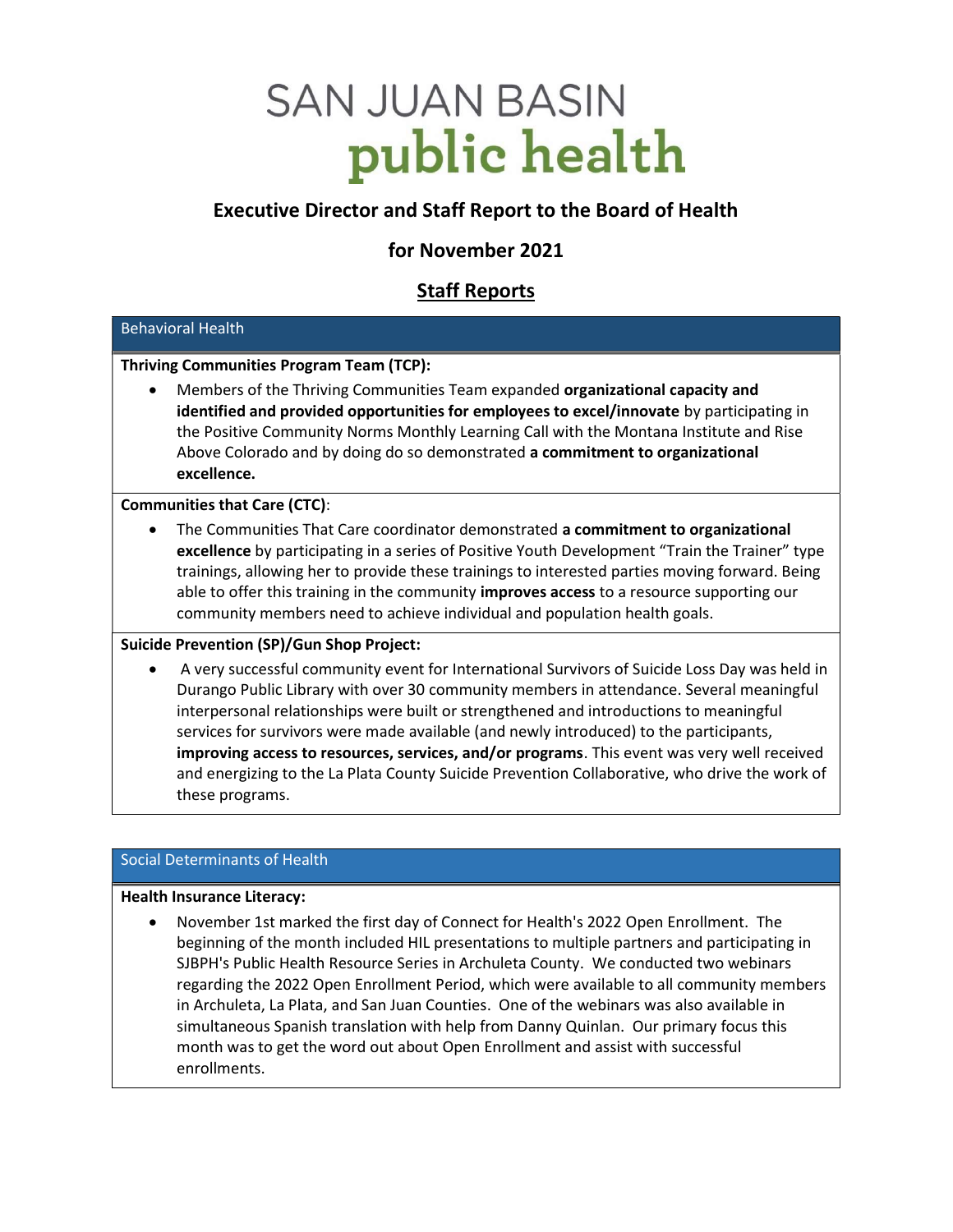# SAN JUAN BASIN public health

## Executive Director and Staff Report to the Board of Health

## for November 2021

## Staff Reports

### Behavioral Health

**Thriving Communities Program Team (TCP):**

- Members of the Thriving Communities Team expanded **organizational capacity and identified and provided opportunities for employees to excel/innovate** by participating in the Positive Community Norms Monthly Learning Call with the Montana Institute and Rise Above Colorado and by doing do so demonstrated **a commitment to organizational excellence.**

**Communities that Care (CTC)**:

- The Communities That Care coordinator demonstrated **a commitment to organizational excellence** by participating in a series of Positive Youth Development "Train the Trainer" type trainings, allowing her to provide these trainings to interested parties moving forward. Being able to offer this training in the community **improves access** to a resource supporting our community members need to achieve individual and population health goals.

**Suicide Prevention (SP)/Gun Shop Project:**

- A very successful community event for International Survivors of Suicide Loss Day was held in Durango Public Library with over 30 community members in attendance. Several meaningful interpersonal relationships were built or strengthened and introductions to meaningful services for survivors were made available (and newly introduced) to the participants, **improving access to resources, services, and/or programs**. This event was very well received and energizing to the La Plata County Suicide Prevention Collaborative, who drive the work of these programs.

### Social Determinants of Health

**Health Insurance Literacy:**

- November 1st marked the first day of Connect for Health's 2022 Open Enrollment. The beginning of the month included HIL presentations to multiple partners and participating in SJBPH's Public Health Resource Series in Archuleta County. We conducted two webinars regarding the 2022 Open Enrollment Period, which were available to all community members in Archuleta, La Plata, and San Juan Counties. One of the webinars was also available in simultaneous Spanish translation with help from Danny Quinlan. Our primary focus this month was to get the word out about Open Enrollment and assist with successful enrollments.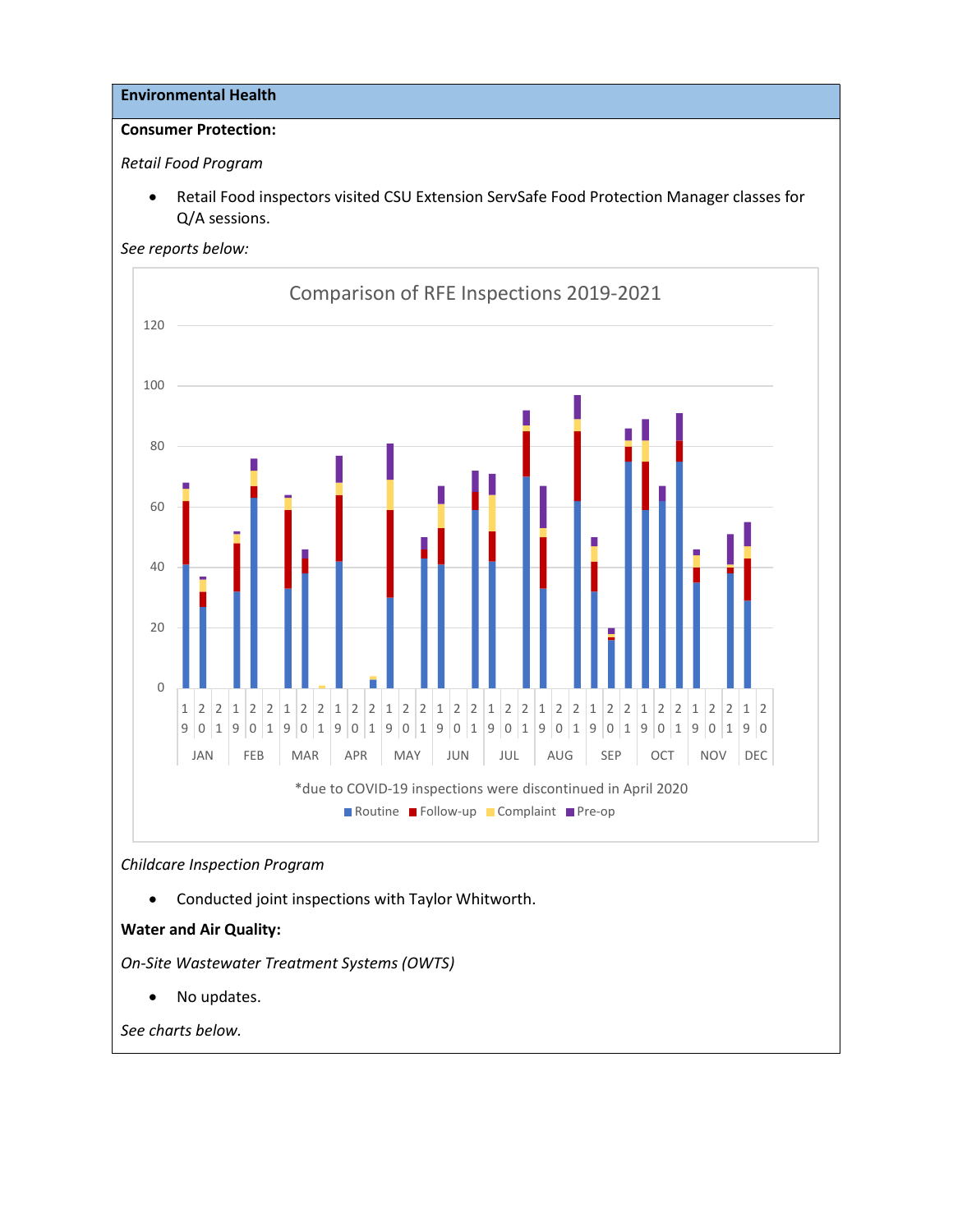**Environmental Health**

**Consumer Protection:**

*Retail Food Program*

- Retail Food inspectors visited CSU Extension ServSafe Food Protection Manager classes for Q/A sessions.

*See reports below:*

Comparison of RFE Inspections 2019-2021

*due to COVID-19 inspections were discontinued in April 2020

*Childcare Inspection Program*

- Conducted joint inspections with Taylor Whitworth.

**Water and Air Quality:**

*On-Site Wastewater Treatment Systems (OWTS)*

- No updates.

*See charts below.*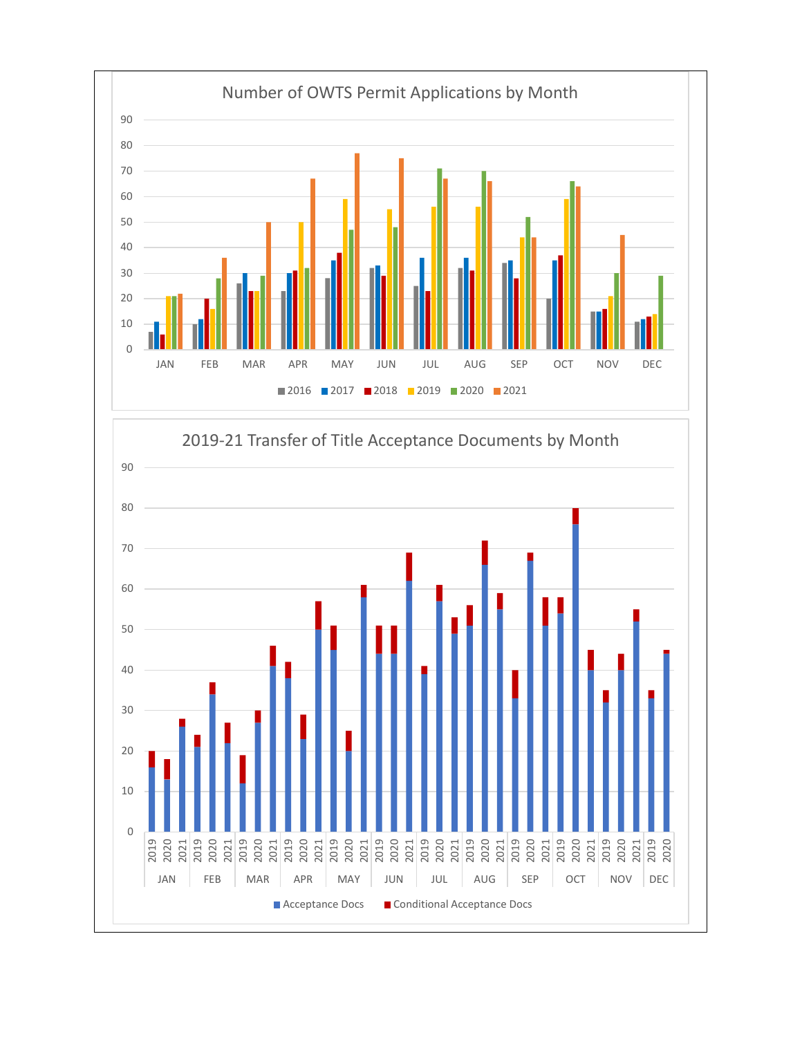## Number of OWTS Permit Applications by Month

Legend: 2016, 2017, 2018, 2019, 2020, 2021

Months: JAN, FEB, MAR, APR, MAY, JUN, JUL, AUG, SEP, OCT, NOV, DEC

Y-axis: 0 to 90, in steps of 10

## 2019-21 Transfer of Title Acceptance Documents by Month

Legend: Acceptance Docs, Conditional Acceptance Docs

Months: JAN, FEB, MAR, APR, MAY, JUN, JUL, AUG, SEP, OCT, NOV, DEC

Years: 2019, 2020, 2021 (DEC shows 2019 and 2020 only)

Y-axis: 0 to 90, in steps of 10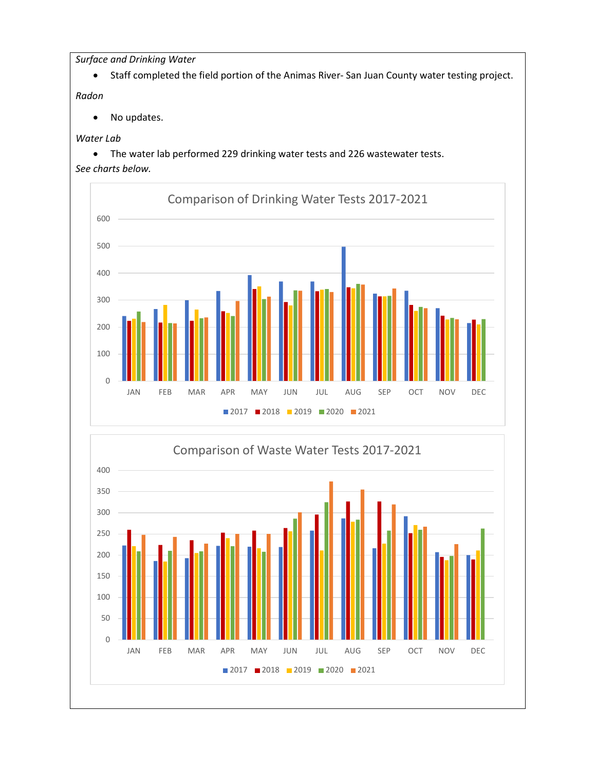*Surface and Drinking Water*

- Staff completed the field portion of the Animas River- San Juan County water testing project.

*Radon*

- No updates.

*Water Lab*

- The water lab performed 229 drinking water tests and 226 wastewater tests.

*See charts below.*

Comparison of Drinking Water Tests 2017-2021

Comparison of Waste Water Tests 2017-2021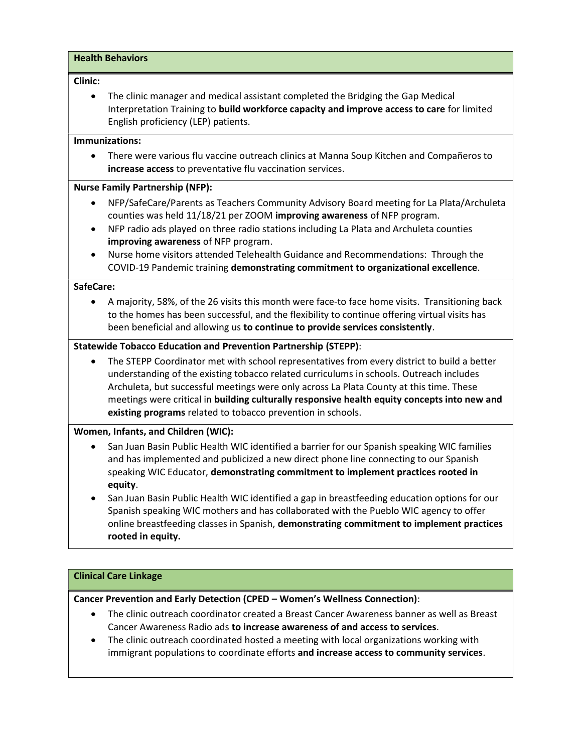## Health Behaviors

**Clinic:**

- The clinic manager and medical assistant completed the Bridging the Gap Medical Interpretation Training to **build workforce capacity and improve access to care** for limited English proficiency (LEP) patients.

**Immunizations:**

- There were various flu vaccine outreach clinics at Manna Soup Kitchen and Compañeros to **increase access** to preventative flu vaccination services.

**Nurse Family Partnership (NFP):**

- NFP/SafeCare/Parents as Teachers Community Advisory Board meeting for La Plata/Archuleta counties was held 11/18/21 per ZOOM **improving awareness** of NFP program.
- NFP radio ads played on three radio stations including La Plata and Archuleta counties **improving awareness** of NFP program.
- Nurse home visitors attended Telehealth Guidance and Recommendations: Through the COVID-19 Pandemic training **demonstrating commitment to organizational excellence**.

**SafeCare:**

- A majority, 58%, of the 26 visits this month were face-to face home visits. Transitioning back to the homes has been successful, and the flexibility to continue offering virtual visits has been beneficial and allowing us **to continue to provide services consistently**.

**Statewide Tobacco Education and Prevention Partnership (STEPP)**:

- The STEPP Coordinator met with school representatives from every district to build a better understanding of the existing tobacco related curriculums in schools. Outreach includes Archuleta, but successful meetings were only across La Plata County at this time. These meetings were critical in **building culturally responsive health equity concepts into new and existing programs** related to tobacco prevention in schools.

**Women, Infants, and Children (WIC):**

- San Juan Basin Public Health WIC identified a barrier for our Spanish speaking WIC families and has implemented and publicized a new direct phone line connecting to our Spanish speaking WIC Educator, **demonstrating commitment to implement practices rooted in equity**.
- San Juan Basin Public Health WIC identified a gap in breastfeeding education options for our Spanish speaking WIC mothers and has collaborated with the Pueblo WIC agency to offer online breastfeeding classes in Spanish, **demonstrating commitment to implement practices rooted in equity.**

## Clinical Care Linkage

**Cancer Prevention and Early Detection (CPED – Women's Wellness Connection)**:

- The clinic outreach coordinator created a Breast Cancer Awareness banner as well as Breast Cancer Awareness Radio ads **to increase awareness of and access to services**.
- The clinic outreach coordinated hosted a meeting with local organizations working with immigrant populations to coordinate efforts **and increase access to community services**.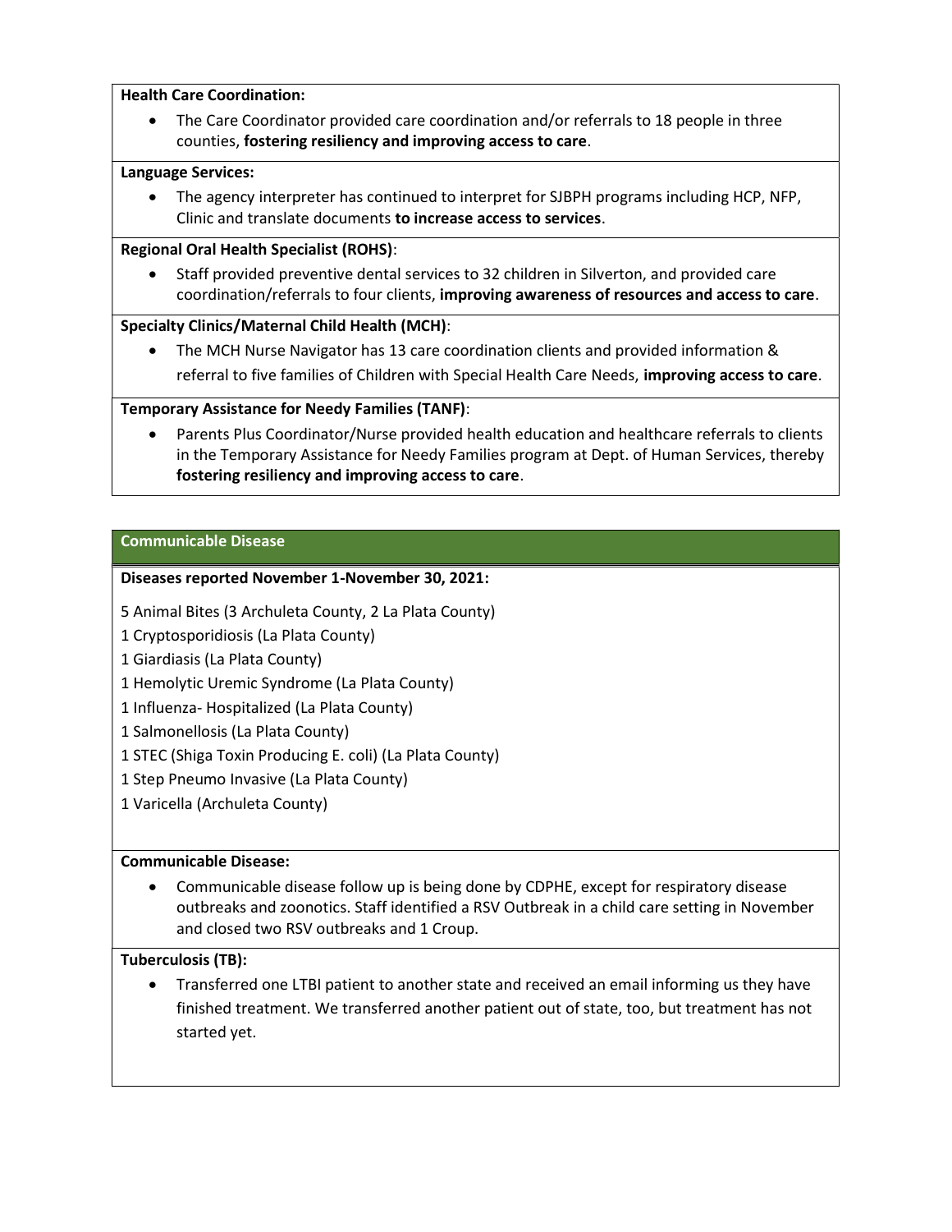**Health Care Coordination:**

- The Care Coordinator provided care coordination and/or referrals to 18 people in three counties, **fostering resiliency and improving access to care**.

**Language Services:**

- The agency interpreter has continued to interpret for SJBPH programs including HCP, NFP, Clinic and translate documents **to increase access to services**.

**Regional Oral Health Specialist (ROHS)**:

- Staff provided preventive dental services to 32 children in Silverton, and provided care coordination/referrals to four clients, **improving awareness of resources and access to care**.

**Specialty Clinics/Maternal Child Health (MCH)**:

- The MCH Nurse Navigator has 13 care coordination clients and provided information & referral to five families of Children with Special Health Care Needs, **improving access to care**.

**Temporary Assistance for Needy Families (TANF)**:

- Parents Plus Coordinator/Nurse provided health education and healthcare referrals to clients in the Temporary Assistance for Needy Families program at Dept. of Human Services, thereby **fostering resiliency and improving access to care**.

## Communicable Disease

**Diseases reported November 1-November 30, 2021:**

5 Animal Bites (3 Archuleta County, 2 La Plata County)

1 Cryptosporidiosis (La Plata County)

1 Giardiasis (La Plata County)

1 Hemolytic Uremic Syndrome (La Plata County)

1 Influenza- Hospitalized (La Plata County)

1 Salmonellosis (La Plata County)

1 STEC (Shiga Toxin Producing E. coli) (La Plata County)

1 Step Pneumo Invasive (La Plata County)

1 Varicella (Archuleta County)

**Communicable Disease:**

- Communicable disease follow up is being done by CDPHE, except for respiratory disease outbreaks and zoonotics. Staff identified a RSV Outbreak in a child care setting in November and closed two RSV outbreaks and 1 Croup.

**Tuberculosis (TB):**

- Transferred one LTBI patient to another state and received an email informing us they have finished treatment. We transferred another patient out of state, too, but treatment has not started yet.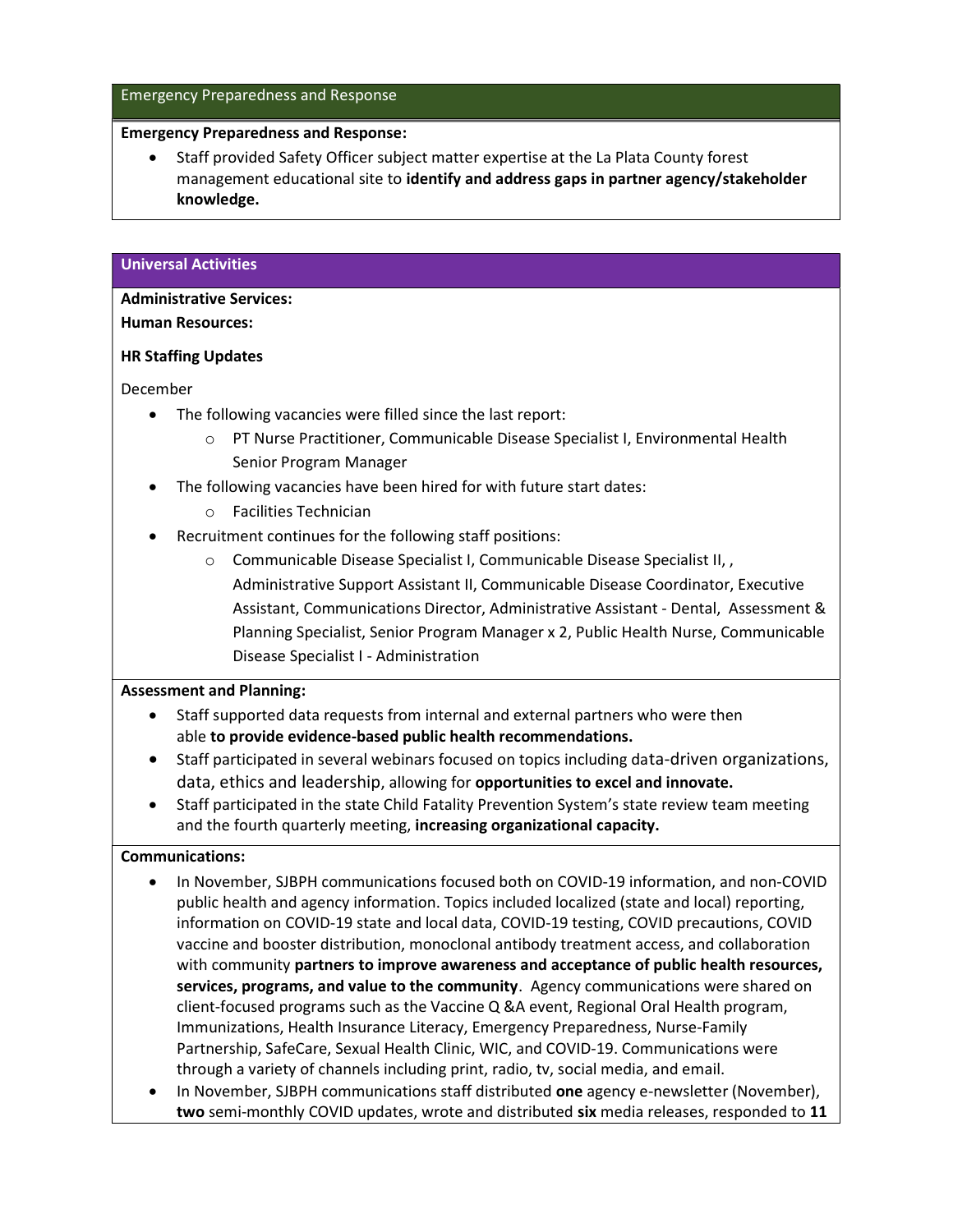## Emergency Preparedness and Response

**Emergency Preparedness and Response:**

- Staff provided Safety Officer subject matter expertise at the La Plata County forest management educational site to **identify and address gaps in partner agency/stakeholder knowledge.**

## Universal Activities

**Administrative Services:**

**Human Resources:**

**HR Staffing Updates**

December

- The following vacancies were filled since the last report:
  - PT Nurse Practitioner, Communicable Disease Specialist I, Environmental Health Senior Program Manager
- The following vacancies have been hired for with future start dates:
  - Facilities Technician
- Recruitment continues for the following staff positions:
  - Communicable Disease Specialist I, Communicable Disease Specialist II, , Administrative Support Assistant II, Communicable Disease Coordinator, Executive Assistant, Communications Director, Administrative Assistant - Dental, Assessment & Planning Specialist, Senior Program Manager x 2, Public Health Nurse, Communicable Disease Specialist I - Administration

**Assessment and Planning:**

- Staff supported data requests from internal and external partners who were then able **to provide evidence-based public health recommendations.**
- Staff participated in several webinars focused on topics including data-driven organizations, data, ethics and leadership, allowing for **opportunities to excel and innovate.**
- Staff participated in the state Child Fatality Prevention System's state review team meeting and the fourth quarterly meeting, **increasing organizational capacity.**

**Communications:**

- In November, SJBPH communications focused both on COVID-19 information, and non-COVID public health and agency information. Topics included localized (state and local) reporting, information on COVID-19 state and local data, COVID-19 testing, COVID precautions, COVID vaccine and booster distribution, monoclonal antibody treatment access, and collaboration with community **partners to improve awareness and acceptance of public health resources, services, programs, and value to the community**. Agency communications were shared on client-focused programs such as the Vaccine Q &A event, Regional Oral Health program, Immunizations, Health Insurance Literacy, Emergency Preparedness, Nurse-Family Partnership, SafeCare, Sexual Health Clinic, WIC, and COVID-19. Communications were through a variety of channels including print, radio, tv, social media, and email.
- In November, SJBPH communications staff distributed **one** agency e-newsletter (November), **two** semi-monthly COVID updates, wrote and distributed **six** media releases, responded to **11**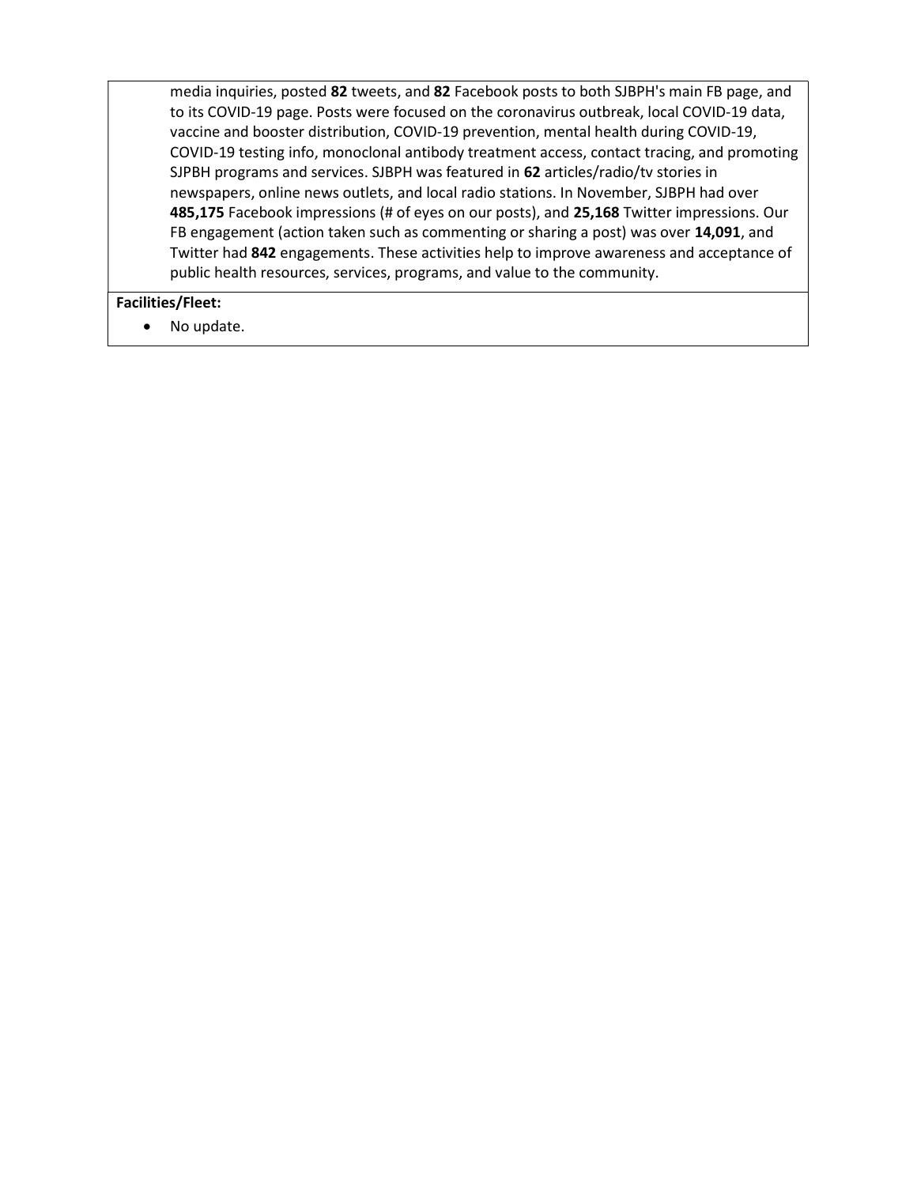media inquiries, posted **82** tweets, and **82** Facebook posts to both SJBPH's main FB page, and to its COVID-19 page. Posts were focused on the coronavirus outbreak, local COVID-19 data, vaccine and booster distribution, COVID-19 prevention, mental health during COVID-19, COVID-19 testing info, monoclonal antibody treatment access, contact tracing, and promoting SJPBH programs and services. SJBPH was featured in **62** articles/radio/tv stories in newspapers, online news outlets, and local radio stations. In November, SJBPH had over **485,175** Facebook impressions (# of eyes on our posts), and **25,168** Twitter impressions. Our FB engagement (action taken such as commenting or sharing a post) was over **14,091**, and Twitter had **842** engagements. These activities help to improve awareness and acceptance of public health resources, services, programs, and value to the community.

**Facilities/Fleet:**

- No update.